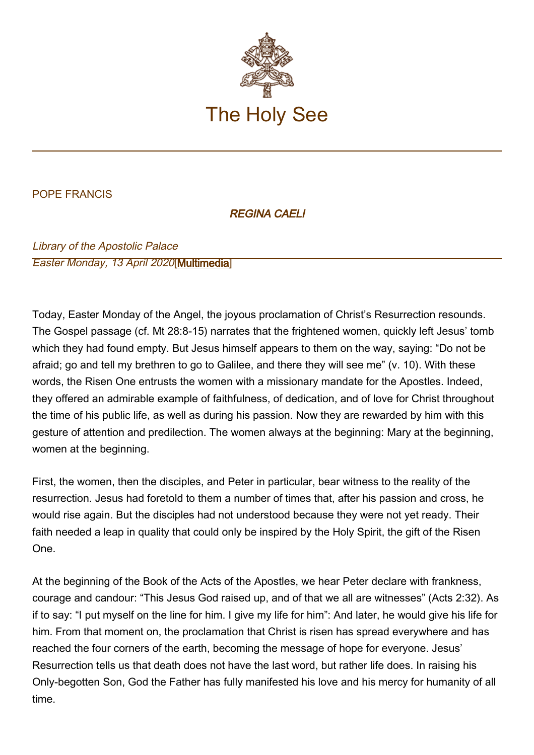# The Holy See

POPE FRANCIS

## *REGINA CAELI*

*Library of the Apostolic Palace*
*Easter Monday, 13 April 2020*[Multimedia]

Today, Easter Monday of the Angel, the joyous proclamation of Christ's Resurrection resounds. The Gospel passage (cf. Mt 28:8-15) narrates that the frightened women, quickly left Jesus' tomb which they had found empty. But Jesus himself appears to them on the way, saying: "Do not be afraid; go and tell my brethren to go to Galilee, and there they will see me" (v. 10). With these words, the Risen One entrusts the women with a missionary mandate for the Apostles. Indeed, they offered an admirable example of faithfulness, of dedication, and of love for Christ throughout the time of his public life, as well as during his passion. Now they are rewarded by him with this gesture of attention and predilection. The women always at the beginning: Mary at the beginning, women at the beginning.

First, the women, then the disciples, and Peter in particular, bear witness to the reality of the resurrection. Jesus had foretold to them a number of times that, after his passion and cross, he would rise again. But the disciples had not understood because they were not yet ready. Their faith needed a leap in quality that could only be inspired by the Holy Spirit, the gift of the Risen One.

At the beginning of the Book of the Acts of the Apostles, we hear Peter declare with frankness, courage and candour: "This Jesus God raised up, and of that we all are witnesses" (Acts 2:32). As if to say: "I put myself on the line for him. I give my life for him": And later, he would give his life for him. From that moment on, the proclamation that Christ is risen has spread everywhere and has reached the four corners of the earth, becoming the message of hope for everyone. Jesus' Resurrection tells us that death does not have the last word, but rather life does. In raising his Only-begotten Son, God the Father has fully manifested his love and his mercy for humanity of all time.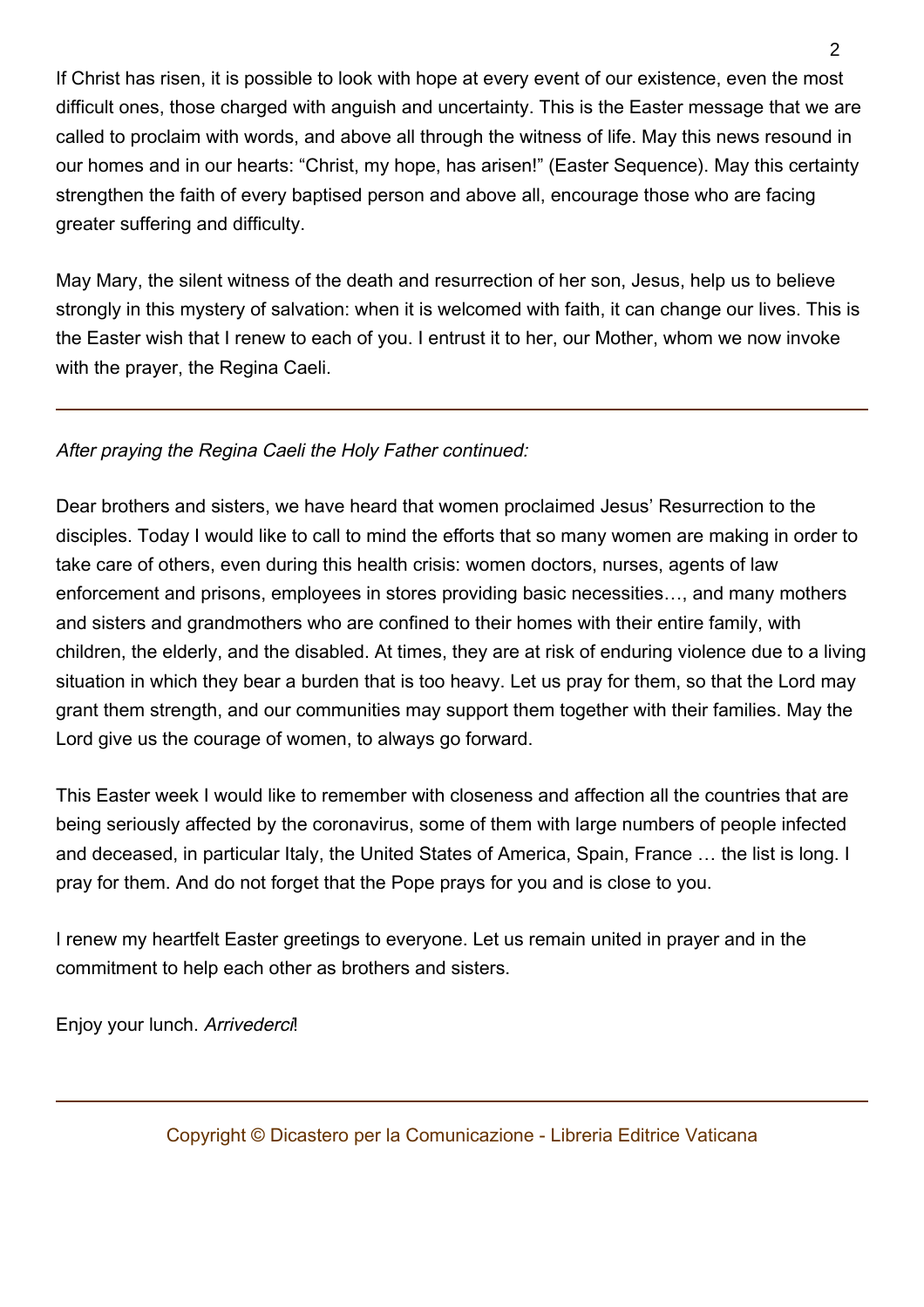If Christ has risen, it is possible to look with hope at every event of our existence, even the most difficult ones, those charged with anguish and uncertainty. This is the Easter message that we are called to proclaim with words, and above all through the witness of life. May this news resound in our homes and in our hearts: “Christ, my hope, has arisen!” (Easter Sequence). May this certainty strengthen the faith of every baptised person and above all, encourage those who are facing greater suffering and difficulty.

May Mary, the silent witness of the death and resurrection of her son, Jesus, help us to believe strongly in this mystery of salvation: when it is welcomed with faith, it can change our lives. This is the Easter wish that I renew to each of you. I entrust it to her, our Mother, whom we now invoke with the prayer, the Regina Caeli.

---

*After praying the Regina Caeli the Holy Father continued:*

Dear brothers and sisters, we have heard that women proclaimed Jesus’ Resurrection to the disciples. Today I would like to call to mind the efforts that so many women are making in order to take care of others, even during this health crisis: women doctors, nurses, agents of law enforcement and prisons, employees in stores providing basic necessities…, and many mothers and sisters and grandmothers who are confined to their homes with their entire family, with children, the elderly, and the disabled. At times, they are at risk of enduring violence due to a living situation in which they bear a burden that is too heavy. Let us pray for them, so that the Lord may grant them strength, and our communities may support them together with their families. May the Lord give us the courage of women, to always go forward.

This Easter week I would like to remember with closeness and affection all the countries that are being seriously affected by the coronavirus, some of them with large numbers of people infected and deceased, in particular Italy, the United States of America, Spain, France … the list is long. I pray for them. And do not forget that the Pope prays for you and is close to you.

I renew my heartfelt Easter greetings to everyone. Let us remain united in prayer and in the commitment to help each other as brothers and sisters.

Enjoy your lunch. *Arrivederci*!

---

Copyright © Dicastero per la Comunicazione - Libreria Editrice Vaticana